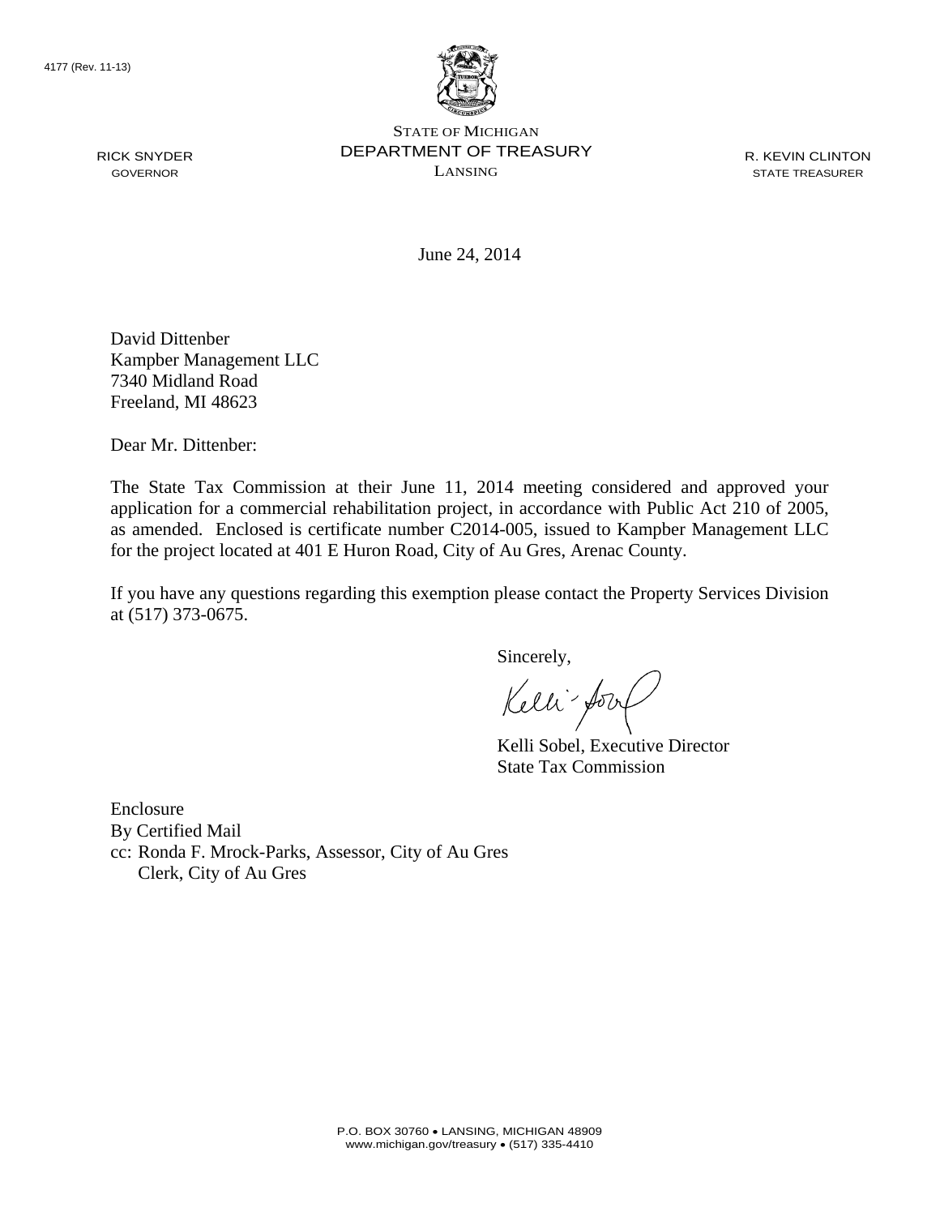4177 (Rev. 11-13)

STATE OF MICHIGAN
DEPARTMENT OF TREASURY
LANSING

RICK SNYDER
GOVERNOR

R. KEVIN CLINTON
STATE TREASURER

June 24, 2014

David Dittenber
Kampber Management LLC
7340 Midland Road
Freeland, MI 48623

Dear Mr. Dittenber:

The State Tax Commission at their June 11, 2014 meeting considered and approved your application for a commercial rehabilitation project, in accordance with Public Act 210 of 2005, as amended. Enclosed is certificate number C2014-005, issued to Kampber Management LLC for the project located at 401 E Huron Road, City of Au Gres, Arenac County.

If you have any questions regarding this exemption please contact the Property Services Division at (517) 373-0675.

Sincerely,

Kelli Sobel, Executive Director
State Tax Commission

Enclosure
By Certified Mail
cc: Ronda F. Mrock-Parks, Assessor, City of Au Gres
Clerk, City of Au Gres

P.O. BOX 30760 • LANSING, MICHIGAN 48909
www.michigan.gov/treasury • (517) 335-4410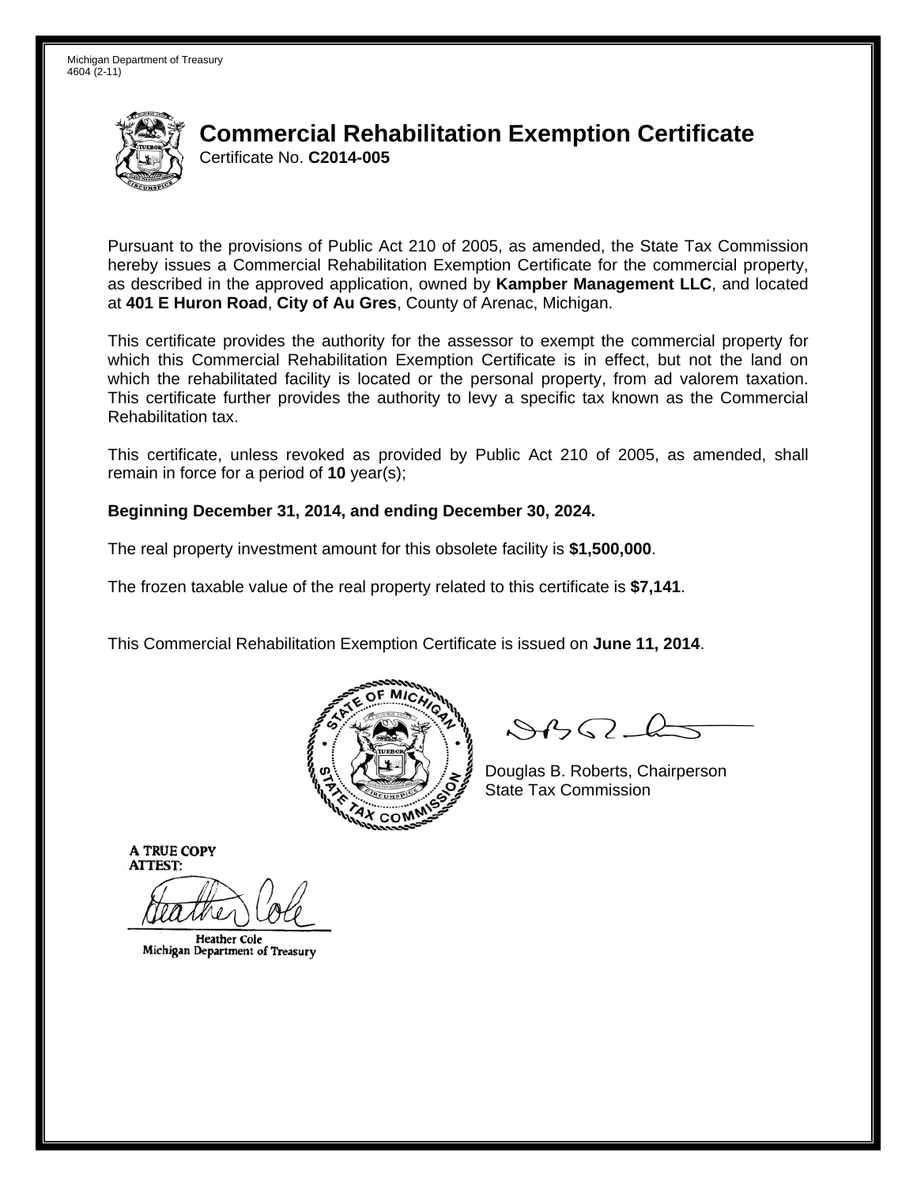Michigan Department of Treasury
4604 (2-11)

# Commercial Rehabilitation Exemption Certificate

Certificate No. **C2014-005**

Pursuant to the provisions of Public Act 210 of 2005, as amended, the State Tax Commission hereby issues a Commercial Rehabilitation Exemption Certificate for the commercial property, as described in the approved application, owned by **Kampber Management LLC**, and located at **401 E Huron Road**, **City of Au Gres**, County of Arenac, Michigan.

This certificate provides the authority for the assessor to exempt the commercial property for which this Commercial Rehabilitation Exemption Certificate is in effect, but not the land on which the rehabilitated facility is located or the personal property, from ad valorem taxation. This certificate further provides the authority to levy a specific tax known as the Commercial Rehabilitation tax.

This certificate, unless revoked as provided by Public Act 210 of 2005, as amended, shall remain in force for a period of **10** year(s);

**Beginning December 31, 2014, and ending December 30, 2024.**

The real property investment amount for this obsolete facility is **$1,500,000**.

The frozen taxable value of the real property related to this certificate is **$7,141**.

This Commercial Rehabilitation Exemption Certificate is issued on **June 11, 2014**.

Douglas B. Roberts, Chairperson
State Tax Commission

A TRUE COPY
ATTEST:

Heather Cole
Michigan Department of Treasury